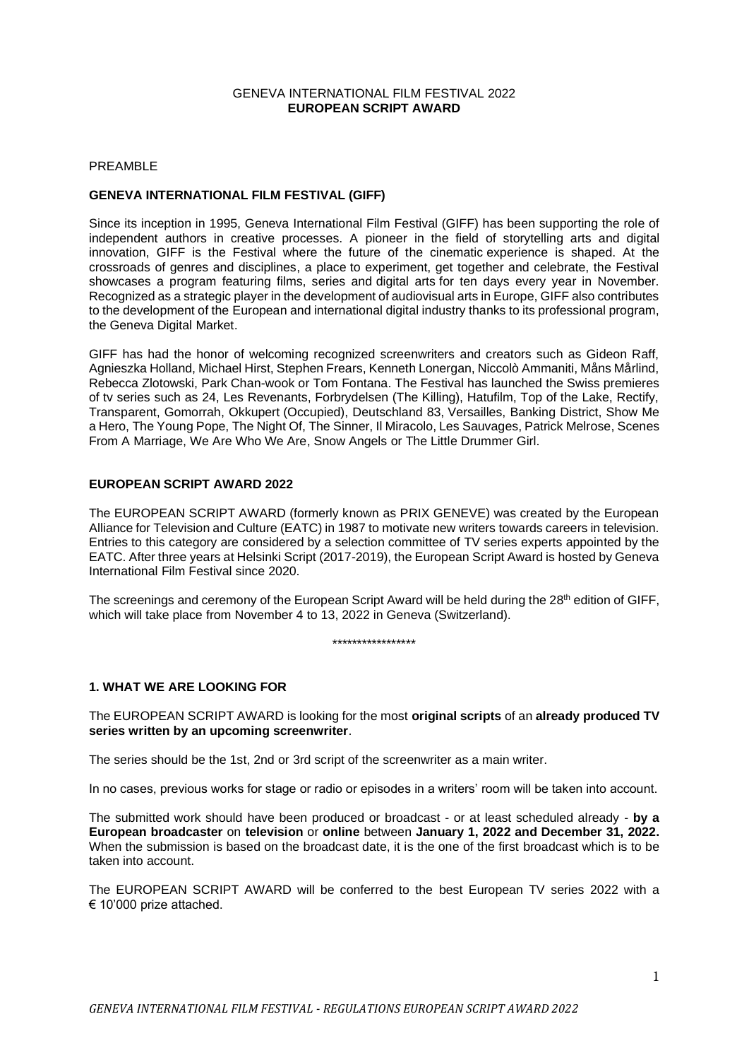GENEVA INTERNATIONAL FILM FESTIVAL 2022
**EUROPEAN SCRIPT AWARD**

PREAMBLE

**GENEVA INTERNATIONAL FILM FESTIVAL (GIFF)**

Since its inception in 1995, Geneva International Film Festival (GIFF) has been supporting the role of independent authors in creative processes. A pioneer in the field of storytelling arts and digital innovation, GIFF is the Festival where the future of the cinematic experience is shaped. At the crossroads of genres and disciplines, a place to experiment, get together and celebrate, the Festival showcases a program featuring films, series and digital arts for ten days every year in November. Recognized as a strategic player in the development of audiovisual arts in Europe, GIFF also contributes to the development of the European and international digital industry thanks to its professional program, the Geneva Digital Market.

GIFF has had the honor of welcoming recognized screenwriters and creators such as Gideon Raff, Agnieszka Holland, Michael Hirst, Stephen Frears, Kenneth Lonergan, Niccolò Ammaniti, Måns Mårlind, Rebecca Zlotowski, Park Chan-wook or Tom Fontana. The Festival has launched the Swiss premieres of tv series such as 24, Les Revenants, Forbrydelsen (The Killing), Hatufilm, Top of the Lake, Rectify, Transparent, Gomorrah, Okkupert (Occupied), Deutschland 83, Versailles, Banking District, Show Me a Hero, The Young Pope, The Night Of, The Sinner, Il Miracolo, Les Sauvages, Patrick Melrose, Scenes From A Marriage, We Are Who We Are, Snow Angels or The Little Drummer Girl.

**EUROPEAN SCRIPT AWARD 2022**

The EUROPEAN SCRIPT AWARD (formerly known as PRIX GENEVE) was created by the European Alliance for Television and Culture (EATC) in 1987 to motivate new writers towards careers in television. Entries to this category are considered by a selection committee of TV series experts appointed by the EATC. After three years at Helsinki Script (2017-2019), the European Script Award is hosted by Geneva International Film Festival since 2020.

The screenings and ceremony of the European Script Award will be held during the 28th edition of GIFF, which will take place from November 4 to 13, 2022 in Geneva (Switzerland).

*****************

**1. WHAT WE ARE LOOKING FOR**

The EUROPEAN SCRIPT AWARD is looking for the most **original scripts** of an **already produced TV series written by an upcoming screenwriter**.

The series should be the 1st, 2nd or 3rd script of the screenwriter as a main writer.

In no cases, previous works for stage or radio or episodes in a writers' room will be taken into account.

The submitted work should have been produced or broadcast - or at least scheduled already - **by a European broadcaster** on **television** or **online** between **January 1, 2022 and December 31, 2022.** When the submission is based on the broadcast date, it is the one of the first broadcast which is to be taken into account.

The EUROPEAN SCRIPT AWARD will be conferred to the best European TV series 2022 with a € 10'000 prize attached.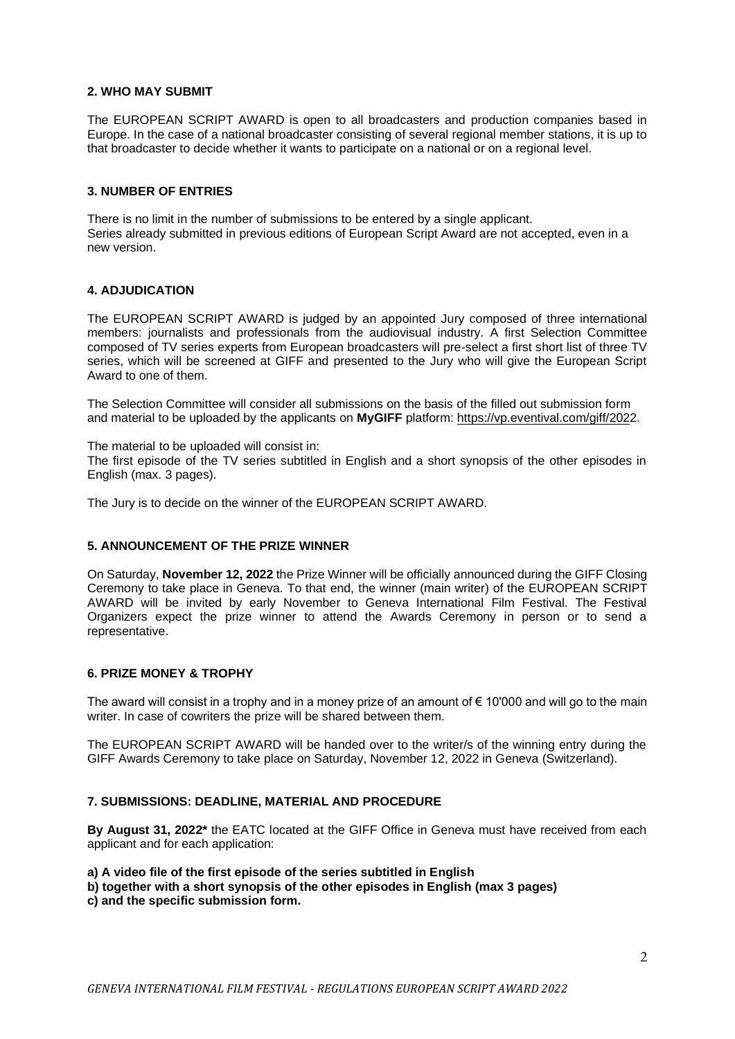## 2. WHO MAY SUBMIT

The EUROPEAN SCRIPT AWARD is open to all broadcasters and production companies based in Europe. In the case of a national broadcaster consisting of several regional member stations, it is up to that broadcaster to decide whether it wants to participate on a national or on a regional level.

## 3. NUMBER OF ENTRIES

There is no limit in the number of submissions to be entered by a single applicant.
Series already submitted in previous editions of European Script Award are not accepted, even in a new version.

## 4. ADJUDICATION

The EUROPEAN SCRIPT AWARD is judged by an appointed Jury composed of three international members: journalists and professionals from the audiovisual industry. A first Selection Committee composed of TV series experts from European broadcasters will pre-select a first short list of three TV series, which will be screened at GIFF and presented to the Jury who will give the European Script Award to one of them.

The Selection Committee will consider all submissions on the basis of the filled out submission form and material to be uploaded by the applicants on **MyGIFF** platform: https://vp.eventival.com/giff/2022.

The material to be uploaded will consist in:
The first episode of the TV series subtitled in English and a short synopsis of the other episodes in English (max. 3 pages).

The Jury is to decide on the winner of the EUROPEAN SCRIPT AWARD.

## 5. ANNOUNCEMENT OF THE PRIZE WINNER

On Saturday, **November 12, 2022** the Prize Winner will be officially announced during the GIFF Closing Ceremony to take place in Geneva. To that end, the winner (main writer) of the EUROPEAN SCRIPT AWARD will be invited by early November to Geneva International Film Festival. The Festival Organizers expect the prize winner to attend the Awards Ceremony in person or to send a representative.

## 6. PRIZE MONEY & TROPHY

The award will consist in a trophy and in a money prize of an amount of € 10'000 and will go to the main writer. In case of cowriters the prize will be shared between them.

The EUROPEAN SCRIPT AWARD will be handed over to the writer/s of the winning entry during the GIFF Awards Ceremony to take place on Saturday, November 12, 2022 in Geneva (Switzerland).

## 7. SUBMISSIONS: DEADLINE, MATERIAL AND PROCEDURE

**By August 31, 2022*** the EATC located at the GIFF Office in Geneva must have received from each applicant and for each application:

**a) A video file of the first episode of the series subtitled in English**
**b) together with a short synopsis of the other episodes in English (max 3 pages)**
**c) and the specific submission form.**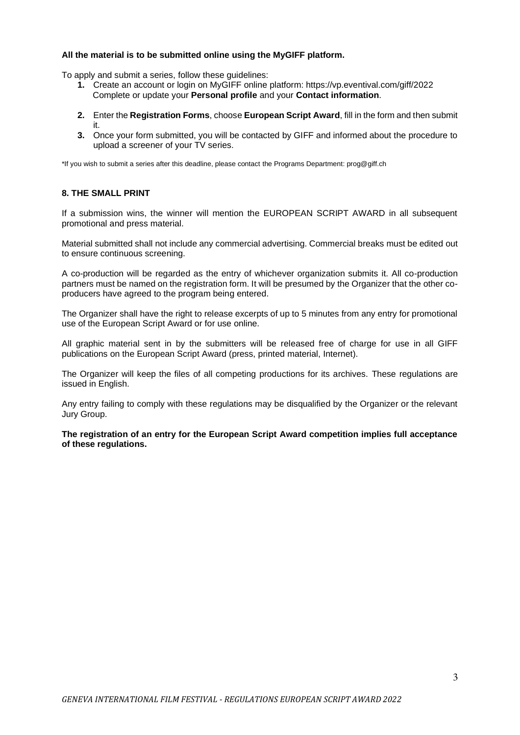**All the material is to be submitted online using the MyGIFF platform.**

To apply and submit a series, follow these guidelines:

1. Create an account or login on MyGIFF online platform: https://vp.eventival.com/giff/2022
   Complete or update your **Personal profile** and your **Contact information**.
2. Enter the **Registration Forms**, choose **European Script Award**, fill in the form and then submit it.
3. Once your form submitted, you will be contacted by GIFF and informed about the procedure to upload a screener of your TV series.

*If you wish to submit a series after this deadline, please contact the Programs Department: prog@giff.ch

## 8. THE SMALL PRINT

If a submission wins, the winner will mention the EUROPEAN SCRIPT AWARD in all subsequent promotional and press material.

Material submitted shall not include any commercial advertising. Commercial breaks must be edited out to ensure continuous screening.

A co-production will be regarded as the entry of whichever organization submits it. All co-production partners must be named on the registration form. It will be presumed by the Organizer that the other co-producers have agreed to the program being entered.

The Organizer shall have the right to release excerpts of up to 5 minutes from any entry for promotional use of the European Script Award or for use online.

All graphic material sent in by the submitters will be released free of charge for use in all GIFF publications on the European Script Award (press, printed material, Internet).

The Organizer will keep the files of all competing productions for its archives. These regulations are issued in English.

Any entry failing to comply with these regulations may be disqualified by the Organizer or the relevant Jury Group.

**The registration of an entry for the European Script Award competition implies full acceptance of these regulations.**